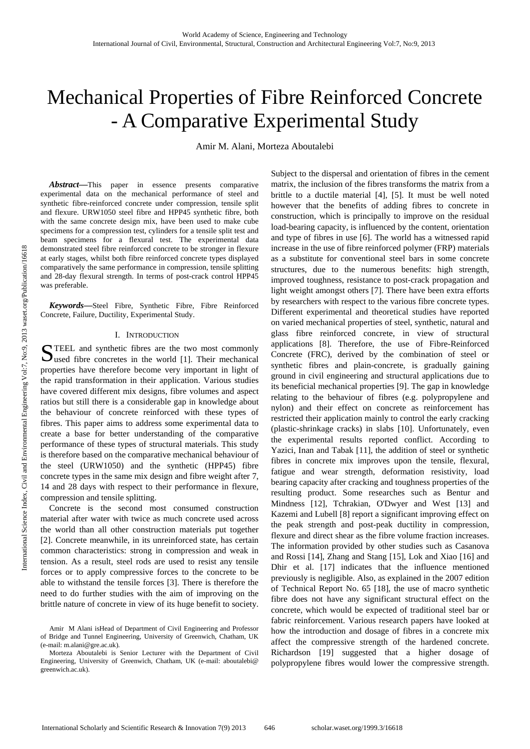# Mechanical Properties of Fibre Reinforced Concrete - A Comparative Experimental Study

Amir M. Alani, Morteza Aboutalebi

***Abstract*—**This paper in essence presents comparative experimental data on the mechanical performance of steel and synthetic fibre-reinforced concrete under compression, tensile split and flexure. URW1050 steel fibre and HPP45 synthetic fibre, both with the same concrete design mix, have been used to make cube specimens for a compression test, cylinders for a tensile split test and beam specimens for a flexural test. The experimental data demonstrated steel fibre reinforced concrete to be stronger in flexure at early stages, whilst both fibre reinforced concrete types displayed comparatively the same performance in compression, tensile splitting and 28-day flexural strength. In terms of post-crack control HPP45 was preferable.

***Keywords*—**Steel Fibre, Synthetic Fibre, Fibre Reinforced Concrete, Failure, Ductility, Experimental Study.

## I. Introduction

STEEL and synthetic fibres are the two most commonly used fibre concretes in the world [1]. Their mechanical properties have therefore become very important in light of the rapid transformation in their application. Various studies have covered different mix designs, fibre volumes and aspect ratios but still there is a considerable gap in knowledge about the behaviour of concrete reinforced with these types of fibres. This paper aims to address some experimental data to create a base for better understanding of the comparative performance of these types of structural materials. This study is therefore based on the comparative mechanical behaviour of the steel (URW1050) and the synthetic (HPP45) fibre concrete types in the same mix design and fibre weight after 7, 14 and 28 days with respect to their performance in flexure, compression and tensile splitting.

Concrete is the second most consumed construction material after water with twice as much concrete used across the world than all other construction materials put together [2]. Concrete meanwhile, in its unreinforced state, has certain common characteristics: strong in compression and weak in tension. As a result, steel rods are used to resist any tensile forces or to apply compressive forces to the concrete to be able to withstand the tensile forces [3]. There is therefore the need to do further studies with the aim of improving on the brittle nature of concrete in view of its huge benefit to society. Subject to the dispersal and orientation of fibres in the cement matrix, the inclusion of the fibres transforms the matrix from a brittle to a ductile material [4], [5]. It must be well noted however that the benefits of adding fibres to concrete in construction, which is principally to improve on the residual load-bearing capacity, is influenced by the content, orientation and type of fibres in use [6]. The world has a witnessed rapid increase in the use of fibre reinforced polymer (FRP) materials as a substitute for conventional steel bars in some concrete structures, due to the numerous benefits: high strength, improved toughness, resistance to post-crack propagation and light weight amongst others [7]. There have been extra efforts by researchers with respect to the various fibre concrete types. Different experimental and theoretical studies have reported on varied mechanical properties of steel, synthetic, natural and glass fibre reinforced concrete, in view of structural applications [8]. Therefore, the use of Fibre-Reinforced Concrete (FRC), derived by the combination of steel or synthetic fibres and plain-concrete, is gradually gaining ground in civil engineering and structural applications due to its beneficial mechanical properties [9]. The gap in knowledge relating to the behaviour of fibres (e.g. polypropylene and nylon) and their effect on concrete as reinforcement has restricted their application mainly to control the early cracking (plastic-shrinkage cracks) in slabs [10]. Unfortunately, even the experimental results reported conflict. According to Yazici, Inan and Tabak [11], the addition of steel or synthetic fibres in concrete mix improves upon the tensile, flexural, fatigue and wear strength, deformation resistivity, load bearing capacity after cracking and toughness properties of the resulting product. Some researches such as Bentur and Mindness [12], Tchrakian, O'Dwyer and West [13] and Kazemi and Lubell [8] report a significant improving effect on the peak strength and post-peak ductility in compression, flexure and direct shear as the fibre volume fraction increases. The information provided by other studies such as Casanova and Rossi [14], Zhang and Stang [15], Lok and Xiao [16] and Dhir et al. [17] indicates that the influence mentioned previously is negligible. Also, as explained in the 2007 edition of Technical Report No. 65 [18], the use of macro synthetic fibre does not have any significant structural effect on the concrete, which would be expected of traditional steel bar or fabric reinforcement. Various research papers have looked at how the introduction and dosage of fibres in a concrete mix affect the compressive strength of the hardened concrete. Richardson [19] suggested that a higher dosage of polypropylene fibres would lower the compressive strength.

Amir M Alani isHead of Department of Civil Engineering and Professor of Bridge and Tunnel Engineering, University of Greenwich, Chatham, UK (e-mail: m.alani@gre.ac.uk).

Morteza Aboutalebi is Senior Lecturer with the Department of Civil Engineering, University of Greenwich, Chatham, UK (e-mail: aboutalebi@greenwich.ac.uk).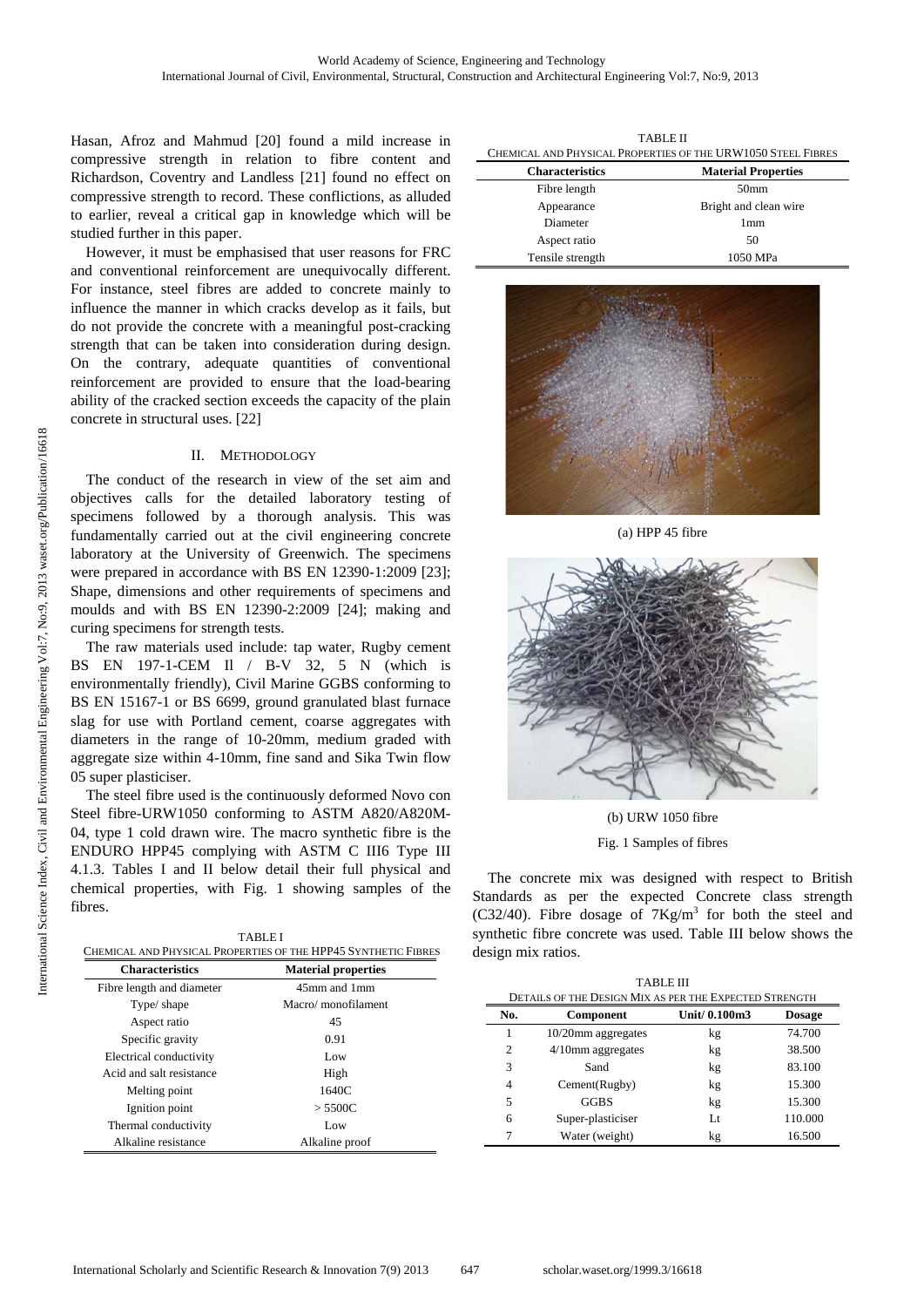Hasan, Afroz and Mahmud [20] found a mild increase in compressive strength in relation to fibre content and Richardson, Coventry and Landless [21] found no effect on compressive strength to record. These conflictions, as alluded to earlier, reveal a critical gap in knowledge which will be studied further in this paper.

However, it must be emphasised that user reasons for FRC and conventional reinforcement are unequivocally different. For instance, steel fibres are added to concrete mainly to influence the manner in which cracks develop as it fails, but do not provide the concrete with a meaningful post-cracking strength that can be taken into consideration during design. On the contrary, adequate quantities of conventional reinforcement are provided to ensure that the load-bearing ability of the cracked section exceeds the capacity of the plain concrete in structural uses. [22]

## II. Methodology

The conduct of the research in view of the set aim and objectives calls for the detailed laboratory testing of specimens followed by a thorough analysis. This was fundamentally carried out at the civil engineering concrete laboratory at the University of Greenwich. The specimens were prepared in accordance with BS EN 12390-1:2009 [23]; Shape, dimensions and other requirements of specimens and moulds and with BS EN 12390-2:2009 [24]; making and curing specimens for strength tests.

The raw materials used include: tap water, Rugby cement BS EN 197-1-CEM Il / B-V 32, 5 N (which is environmentally friendly), Civil Marine GGBS conforming to BS EN 15167-1 or BS 6699, ground granulated blast furnace slag for use with Portland cement, coarse aggregates with diameters in the range of 10-20mm, medium graded with aggregate size within 4-10mm, fine sand and Sika Twin flow 05 super plasticiser.

The steel fibre used is the continuously deformed Novo con Steel fibre-URW1050 conforming to ASTM A820/A820M-04, type 1 cold drawn wire. The macro synthetic fibre is the ENDURO HPP45 complying with ASTM C III6 Type III 4.1.3. Tables I and II below detail their full physical and chemical properties, with Fig. 1 showing samples of the fibres.

TABLE I
CHEMICAL AND PHYSICAL PROPERTIES OF THE HPP45 SYNTHETIC FIBRES

| Characteristics | Material properties |
|---|---|
| Fibre length and diameter | 45mm and 1mm |
| Type/ shape | Macro/ monofilament |
| Aspect ratio | 45 |
| Specific gravity | 0.91 |
| Electrical conductivity | Low |
| Acid and salt resistance | High |
| Melting point | 1640C |
| Ignition point | > 5500C |
| Thermal conductivity | Low |
| Alkaline resistance | Alkaline proof |

TABLE II
CHEMICAL AND PHYSICAL PROPERTIES OF THE URW1050 STEEL FIBRES

| Characteristics | Material Properties |
|---|---|
| Fibre length | 50mm |
| Appearance | Bright and clean wire |
| Diameter | 1mm |
| Aspect ratio | 50 |
| Tensile strength | 1050 MPa |

(a) HPP 45 fibre

(b) URW 1050 fibre

Fig. 1 Samples of fibres

The concrete mix was designed with respect to British Standards as per the expected Concrete class strength (C32/40). Fibre dosage of 7Kg/m$^3$ for both the steel and synthetic fibre concrete was used. Table III below shows the design mix ratios.

TABLE III
DETAILS OF THE DESIGN MIX AS PER THE EXPECTED STRENGTH

| No. | Component | Unit/ 0.100m3 | Dosage |
|---|---|---|---|
| 1 | 10/20mm aggregates | kg | 74.700 |
| 2 | 4/10mm aggregates | kg | 38.500 |
| 3 | Sand | kg | 83.100 |
| 4 | Cement(Rugby) | kg | 15.300 |
| 5 | GGBS | kg | 15.300 |
| 6 | Super-plasticiser | Lt | 110.000 |
| 7 | Water (weight) | kg | 16.500 |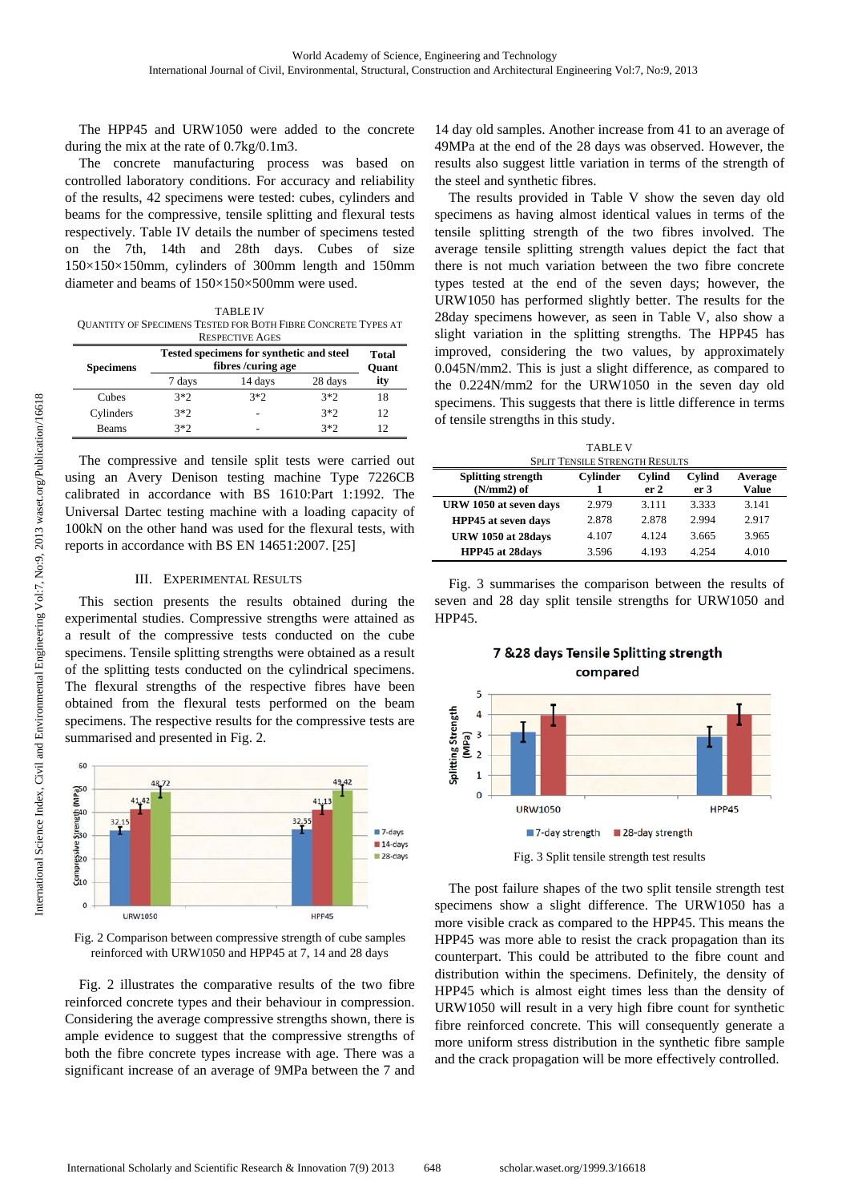The HPP45 and URW1050 were added to the concrete during the mix at the rate of 0.7kg/0.1m3.

The concrete manufacturing process was based on controlled laboratory conditions. For accuracy and reliability of the results, 42 specimens were tested: cubes, cylinders and beams for the compressive, tensile splitting and flexural tests respectively. Table IV details the number of specimens tested on the 7th, 14th and 28th days. Cubes of size 150×150×150mm, cylinders of 300mm length and 150mm diameter and beams of 150×150×500mm were used.

TABLE IV
QUANTITY OF SPECIMENS TESTED FOR BOTH FIBRE CONCRETE TYPES AT RESPECTIVE AGES

| Specimens | Tested specimens for synthetic and steel fibres /curing age | | | Total Quantity |
|---|---|---|---|---|
| | 7 days | 14 days | 28 days | |
| Cubes | 3*2 | 3*2 | 3*2 | 18 |
| Cylinders | 3*2 | - | 3*2 | 12 |
| Beams | 3*2 | - | 3*2 | 12 |

The compressive and tensile split tests were carried out using an Avery Denison testing machine Type 7226CB calibrated in accordance with BS 1610:Part 1:1992. The Universal Dartec testing machine with a loading capacity of 100kN on the other hand was used for the flexural tests, with reports in accordance with BS EN 14651:2007. [25]

## III. Experimental Results

This section presents the results obtained during the experimental studies. Compressive strengths were attained as a result of the compressive tests conducted on the cube specimens. Tensile splitting strengths were obtained as a result of the splitting tests conducted on the cylindrical specimens. The flexural strengths of the respective fibres have been obtained from the flexural tests performed on the beam specimens. The respective results for the compressive tests are summarised and presented in Fig. 2.

Fig. 2 Comparison between compressive strength of cube samples reinforced with URW1050 and HPP45 at 7, 14 and 28 days

Fig. 2 illustrates the comparative results of the two fibre reinforced concrete types and their behaviour in compression. Considering the average compressive strengths shown, there is ample evidence to suggest that the compressive strengths of both the fibre concrete types increase with age. There was a significant increase of an average of 9MPa between the 7 and 14 day old samples. Another increase from 41 to an average of 49MPa at the end of the 28 days was observed. However, the results also suggest little variation in terms of the strength of the steel and synthetic fibres.

The results provided in Table V show the seven day old specimens as having almost identical values in terms of the tensile splitting strength of the two fibres involved. The average tensile splitting strength values depict the fact that there is not much variation between the two fibre concrete types tested at the end of the seven days; however, the URW1050 has performed slightly better. The results for the 28day specimens however, as seen in Table V, also show a slight variation in the splitting strengths. The HPP45 has improved, considering the two values, by approximately 0.045N/mm2. This is just a slight difference, as compared to the 0.224N/mm2 for the URW1050 in the seven day old specimens. This suggests that there is little difference in terms of tensile strengths in this study.

TABLE V
SPLIT TENSILE STRENGTH RESULTS

| Splitting strength (N/mm2) of | Cylinder 1 | Cylinder 2 | Cylinder 3 | Average Value |
|---|---|---|---|---|
| **URW 1050 at seven days** | 2.979 | 3.111 | 3.333 | 3.141 |
| **HPP45 at seven days** | 2.878 | 2.878 | 2.994 | 2.917 |
| **URW 1050 at 28days** | 4.107 | 4.124 | 3.665 | 3.965 |
| **HPP45 at 28days** | 3.596 | 4.193 | 4.254 | 4.010 |

Fig. 3 summarises the comparison between the results of seven and 28 day split tensile strengths for URW1050 and HPP45.

Fig. 3 Split tensile strength test results

The post failure shapes of the two split tensile strength test specimens show a slight difference. The URW1050 has a more visible crack as compared to the HPP45. This means the HPP45 was more able to resist the crack propagation than its counterpart. This could be attributed to the fibre count and distribution within the specimens. Definitely, the density of HPP45 which is almost eight times less than the density of URW1050 will result in a very high fibre count for synthetic fibre reinforced concrete. This will consequently generate a more uniform stress distribution in the synthetic fibre sample and the crack propagation will be more effectively controlled.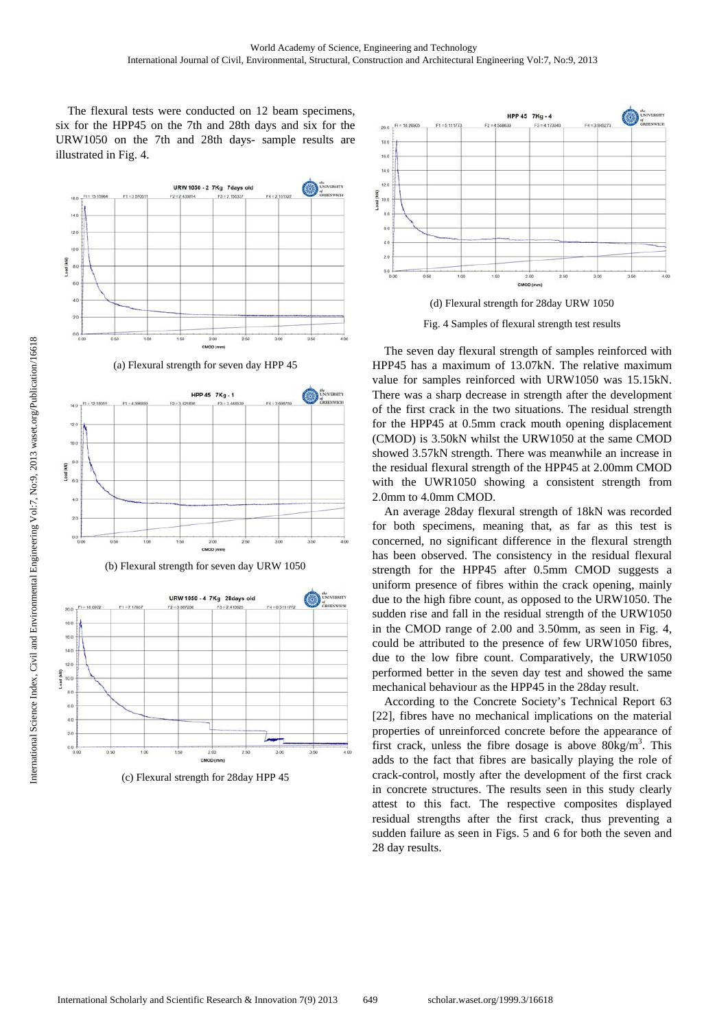The flexural tests were conducted on 12 beam specimens, six for the HPP45 on the 7th and 28th days and six for the URW1050 on the 7th and 28th days- sample results are illustrated in Fig. 4.

(a) Flexural strength for seven day HPP 45

(b) Flexural strength for seven day URW 1050

(c) Flexural strength for 28day HPP 45

(d) Flexural strength for 28day URW 1050

Fig. 4 Samples of flexural strength test results

The seven day flexural strength of samples reinforced with HPP45 has a maximum of 13.07kN. The relative maximum value for samples reinforced with URW1050 was 15.15kN. There was a sharp decrease in strength after the development of the first crack in the two situations. The residual strength for the HPP45 at 0.5mm crack mouth opening displacement (CMOD) is 3.50kN whilst the URW1050 at the same CMOD showed 3.57kN strength. There was meanwhile an increase in the residual flexural strength of the HPP45 at 2.00mm CMOD with the UWR1050 showing a consistent strength from 2.0mm to 4.0mm CMOD.

An average 28day flexural strength of 18kN was recorded for both specimens, meaning that, as far as this test is concerned, no significant difference in the flexural strength has been observed. The consistency in the residual flexural strength for the HPP45 after 0.5mm CMOD suggests a uniform presence of fibres within the crack opening, mainly due to the high fibre count, as opposed to the URW1050. The sudden rise and fall in the residual strength of the URW1050 in the CMOD range of 2.00 and 3.50mm, as seen in Fig. 4, could be attributed to the presence of few URW1050 fibres, due to the low fibre count. Comparatively, the URW1050 performed better in the seven day test and showed the same mechanical behaviour as the HPP45 in the 28day result.

According to the Concrete Society's Technical Report 63 [22], fibres have no mechanical implications on the material properties of unreinforced concrete before the appearance of first crack, unless the fibre dosage is above 80kg/m$^3$. This adds to the fact that fibres are basically playing the role of crack-control, mostly after the development of the first crack in concrete structures. The results seen in this study clearly attest to this fact. The respective composites displayed residual strengths after the first crack, thus preventing a sudden failure as seen in Figs. 5 and 6 for both the seven and 28 day results.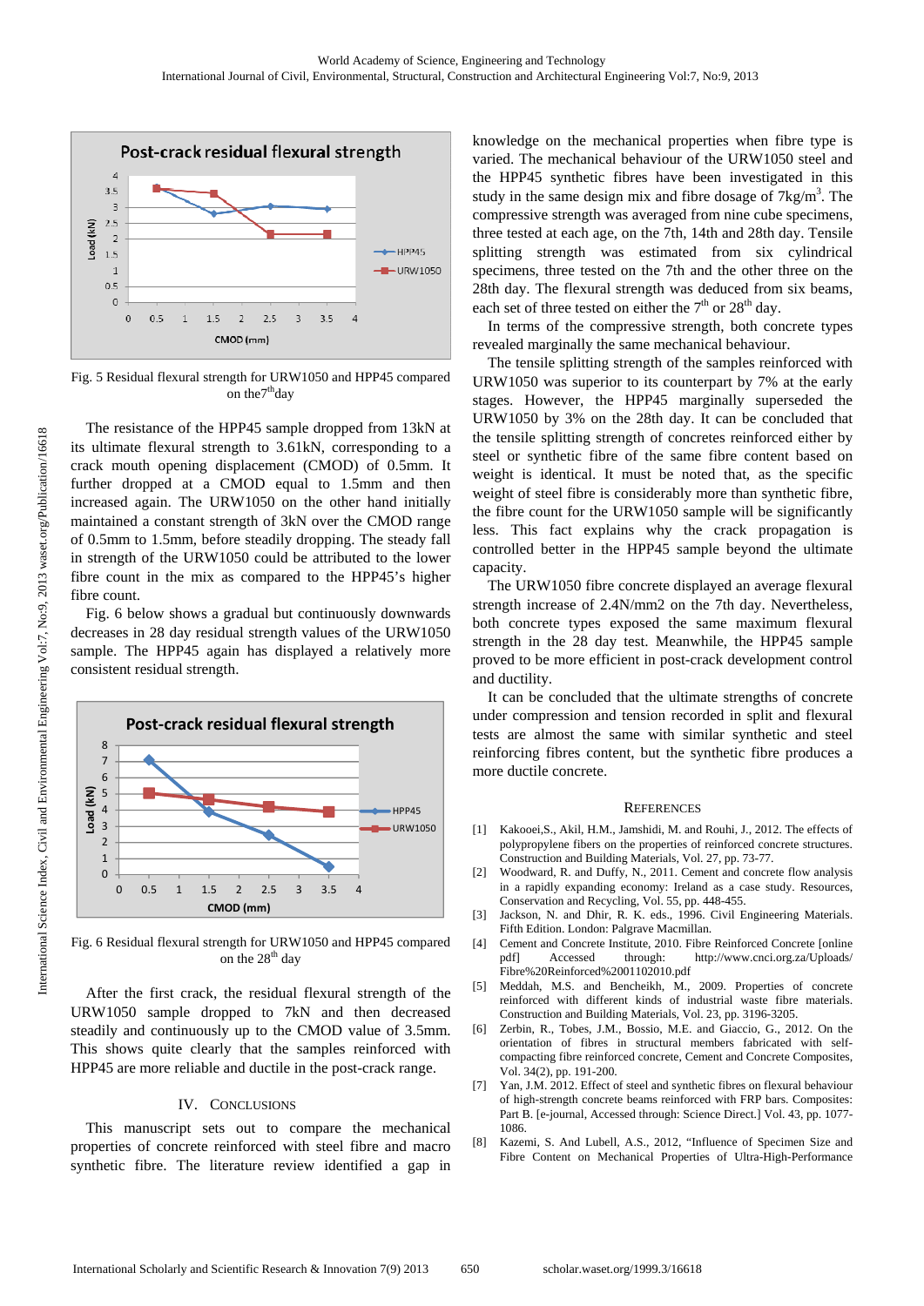Fig. 5 Residual flexural strength for URW1050 and HPP45 compared on the7[th]day

The resistance of the HPP45 sample dropped from 13kN at its ultimate flexural strength to 3.61kN, corresponding to a crack mouth opening displacement (CMOD) of 0.5mm. It further dropped at a CMOD equal to 1.5mm and then increased again. The URW1050 on the other hand initially maintained a constant strength of 3kN over the CMOD range of 0.5mm to 1.5mm, before steadily dropping. The steady fall in strength of the URW1050 could be attributed to the lower fibre count in the mix as compared to the HPP45's higher fibre count.

Fig. 6 below shows a gradual but continuously downwards decreases in 28 day residual strength values of the URW1050 sample. The HPP45 again has displayed a relatively more consistent residual strength.

Fig. 6 Residual flexural strength for URW1050 and HPP45 compared on the 28[th] day

After the first crack, the residual flexural strength of the URW1050 sample dropped to 7kN and then decreased steadily and continuously up to the CMOD value of 3.5mm. This shows quite clearly that the samples reinforced with HPP45 are more reliable and ductile in the post-crack range.

## IV. Conclusions

This manuscript sets out to compare the mechanical properties of concrete reinforced with steel fibre and macro synthetic fibre. The literature review identified a gap in knowledge on the mechanical properties when fibre type is varied. The mechanical behaviour of the URW1050 steel and the HPP45 synthetic fibres have been investigated in this study in the same design mix and fibre dosage of 7kg/m$^3$. The compressive strength was averaged from nine cube specimens, three tested at each age, on the 7th, 14th and 28th day. Tensile splitting strength was estimated from six cylindrical specimens, three tested on the 7th and the other three on the 28th day. The flexural strength was deduced from six beams, each set of three tested on either the 7[th] or 28[th] day.

In terms of the compressive strength, both concrete types revealed marginally the same mechanical behaviour.

The tensile splitting strength of the samples reinforced with URW1050 was superior to its counterpart by 7% at the early stages. However, the HPP45 marginally superseded the URW1050 by 3% on the 28th day. It can be concluded that the tensile splitting strength of concretes reinforced either by steel or synthetic fibre of the same fibre content based on weight is identical. It must be noted that, as the specific weight of steel fibre is considerably more than synthetic fibre, the fibre count for the URW1050 sample will be significantly less. This fact explains why the crack propagation is controlled better in the HPP45 sample beyond the ultimate capacity.

The URW1050 fibre concrete displayed an average flexural strength increase of 2.4N/mm2 on the 7th day. Nevertheless, both concrete types exposed the same maximum flexural strength in the 28 day test. Meanwhile, the HPP45 sample proved to be more efficient in post-crack development control and ductility.

It can be concluded that the ultimate strengths of concrete under compression and tension recorded in split and flexural tests are almost the same with similar synthetic and steel reinforcing fibres content, but the synthetic fibre produces a more ductile concrete.

## References

[1] Kakooei,S., Akil, H.M., Jamshidi, M. and Rouhi, J., 2012. The effects of polypropylene fibers on the properties of reinforced concrete structures. Construction and Building Materials, Vol. 27, pp. 73-77.

[2] Woodward, R. and Duffy, N., 2011. Cement and concrete flow analysis in a rapidly expanding economy: Ireland as a case study. Resources, Conservation and Recycling, Vol. 55, pp. 448-455.

[3] Jackson, N. and Dhir, R. K. eds., 1996. Civil Engineering Materials. Fifth Edition. London: Palgrave Macmillan.

[4] Cement and Concrete Institute, 2010. Fibre Reinforced Concrete [online pdf] Accessed through: http://www.cnci.org.za/Uploads/Fibre%20Reinforced%2001102010.pdf

[5] Meddah, M.S. and Bencheikh, M., 2009. Properties of concrete reinforced with different kinds of industrial waste fibre materials. Construction and Building Materials, Vol. 23, pp. 3196-3205.

[6] Zerbin, R., Tobes, J.M., Bossio, M.E. and Giaccio, G., 2012. On the orientation of fibres in structural members fabricated with self-compacting fibre reinforced concrete, Cement and Concrete Composites, Vol. 34(2), pp. 191-200.

[7] Yan, J.M. 2012. Effect of steel and synthetic fibres on flexural behaviour of high-strength concrete beams reinforced with FRP bars. Composites: Part B. [e-journal, Accessed through: Science Direct.] Vol. 43, pp. 1077-1086.

[8] Kazemi, S. And Lubell, A.S., 2012, "Influence of Specimen Size and Fibre Content on Mechanical Properties of Ultra-High-Performance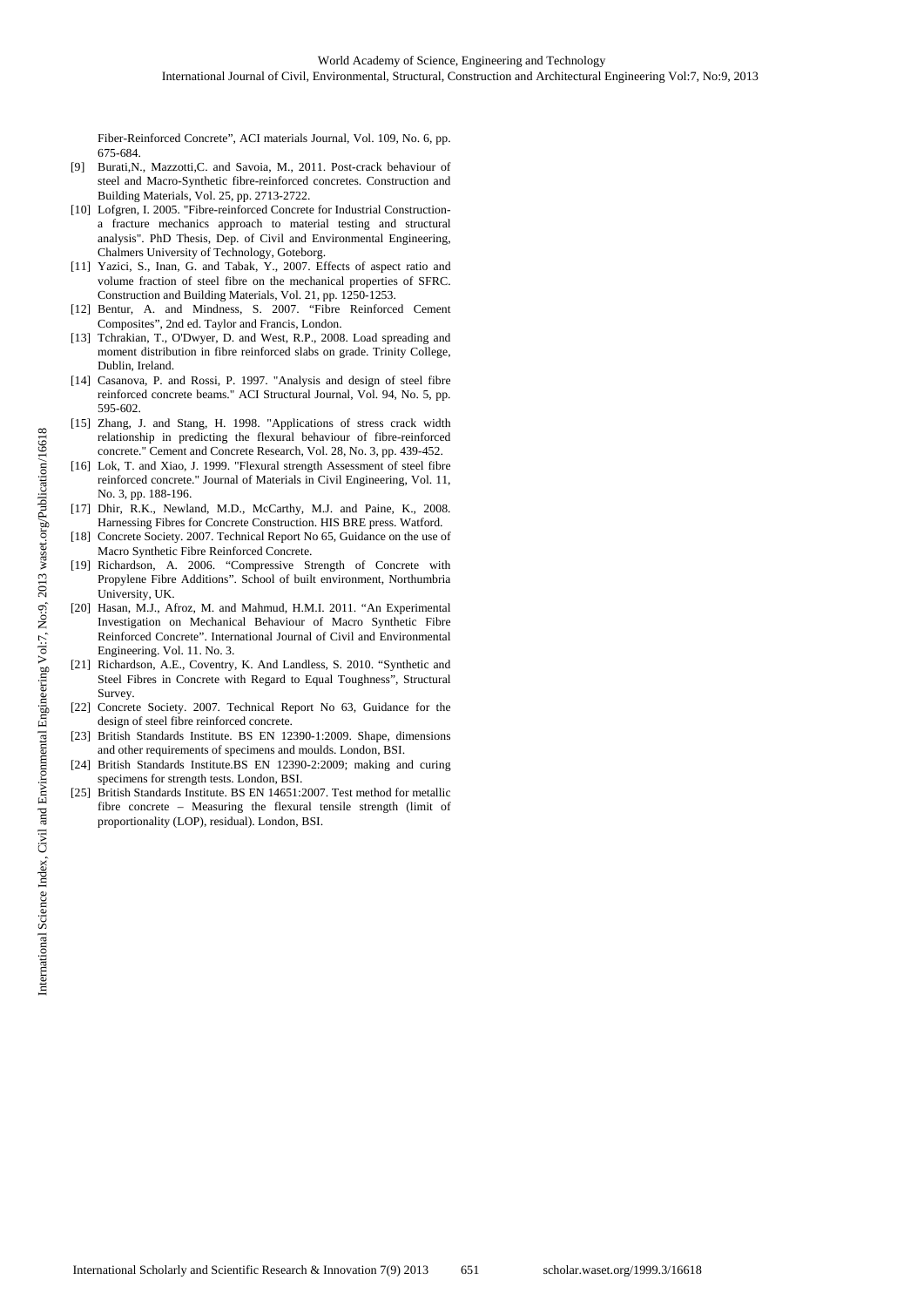Fiber-Reinforced Concrete", ACI materials Journal, Vol. 109, No. 6, pp. 675-684.

[9] Burati,N., Mazzotti,C. and Savoia, M., 2011. Post-crack behaviour of steel and Macro-Synthetic fibre-reinforced concretes. Construction and Building Materials, Vol. 25, pp. 2713-2722.

[10] Lofgren, I. 2005. "Fibre-reinforced Concrete for Industrial Construction- a fracture mechanics approach to material testing and structural analysis". PhD Thesis, Dep. of Civil and Environmental Engineering, Chalmers University of Technology, Goteborg.

[11] Yazici, S., Inan, G. and Tabak, Y., 2007. Effects of aspect ratio and volume fraction of steel fibre on the mechanical properties of SFRC. Construction and Building Materials, Vol. 21, pp. 1250-1253.

[12] Bentur, A. and Mindness, S. 2007. "Fibre Reinforced Cement Composites", 2nd ed. Taylor and Francis, London.

[13] Tchrakian, T., O'Dwyer, D. and West, R.P., 2008. Load spreading and moment distribution in fibre reinforced slabs on grade. Trinity College, Dublin, Ireland.

[14] Casanova, P. and Rossi, P. 1997. "Analysis and design of steel fibre reinforced concrete beams." ACI Structural Journal, Vol. 94, No. 5, pp. 595-602.

[15] Zhang, J. and Stang, H. 1998. "Applications of stress crack width relationship in predicting the flexural behaviour of fibre-reinforced concrete." Cement and Concrete Research, Vol. 28, No. 3, pp. 439-452.

[16] Lok, T. and Xiao, J. 1999. "Flexural strength Assessment of steel fibre reinforced concrete." Journal of Materials in Civil Engineering, Vol. 11, No. 3, pp. 188-196.

[17] Dhir, R.K., Newland, M.D., McCarthy, M.J. and Paine, K., 2008. Harnessing Fibres for Concrete Construction. HIS BRE press. Watford.

[18] Concrete Society. 2007. Technical Report No 65, Guidance on the use of Macro Synthetic Fibre Reinforced Concrete.

[19] Richardson, A. 2006. "Compressive Strength of Concrete with Propylene Fibre Additions". School of built environment, Northumbria University, UK.

[20] Hasan, M.J., Afroz, M. and Mahmud, H.M.I. 2011. "An Experimental Investigation on Mechanical Behaviour of Macro Synthetic Fibre Reinforced Concrete". International Journal of Civil and Environmental Engineering. Vol. 11. No. 3.

[21] Richardson, A.E., Coventry, K. And Landless, S. 2010. "Synthetic and Steel Fibres in Concrete with Regard to Equal Toughness", Structural Survey.

[22] Concrete Society. 2007. Technical Report No 63, Guidance for the design of steel fibre reinforced concrete.

[23] British Standards Institute. BS EN 12390-1:2009. Shape, dimensions and other requirements of specimens and moulds. London, BSI.

[24] British Standards Institute.BS EN 12390-2:2009; making and curing specimens for strength tests. London, BSI.

[25] British Standards Institute. BS EN 14651:2007. Test method for metallic fibre concrete – Measuring the flexural tensile strength (limit of proportionality (LOP), residual). London, BSI.